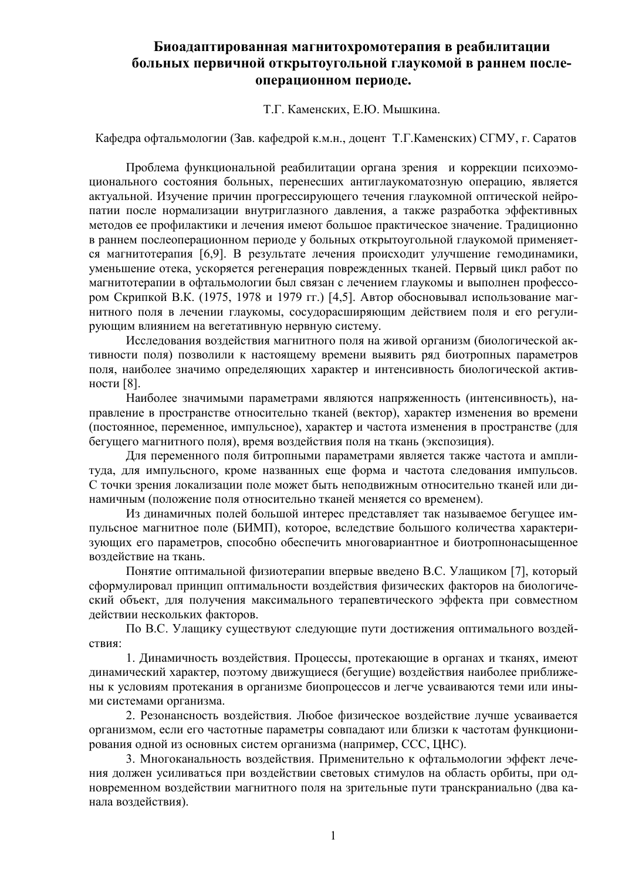# Биоадаптированная магнитохромотерапия в реабилитации больных первичной открытоугольной глаукомой в раннем после-операционном периоде.

Т.Г. Каменских, Е.Ю. Мышкина.

Кафедра офтальмологии (Зав. кафедрой к.м.н., доцент Т.Г.Каменских) СГМУ, г. Саратов

Проблема функциональной реабилитации органа зрения и коррекции психоэмоционального состояния больных, перенесших антиглаукоматозную операцию, является актуальной. Изучение причин прогрессирующего течения глаукомной оптической нейропатии после нормализации внутриглазного давления, а также разработка эффективных методов ее профилактики и лечения имеют большое практическое значение. Традиционно в раннем послеоперационном периоде у больных открытоугольной глаукомой применяется магнитотерапия [6,9]. В результате лечения происходит улучшение гемодинамики, уменьшение отека, ускоряется регенерация поврежденных тканей. Первый цикл работ по магнитотерапии в офтальмологии был связан с лечением глаукомы и выполнен профессором Скрипкой В.К. (1975, 1978 и 1979 гг.) [4,5]. Автор обосновывал использование магнитного поля в лечении глаукомы, сосудорасширяющим действием поля и его регулирующим влиянием на вегетативную нервную систему.

Исследования воздействия магнитного поля на живой организм (биологической активности поля) позволили к настоящему времени выявить ряд биотропных параметров поля, наиболее значимо определяющих характер и интенсивность биологической активности [8].

Наиболее значимыми параметрами являются напряженность (интенсивность), направление в пространстве относительно тканей (вектор), характер изменения во времени (постоянное, переменное, импульсное), характер и частота изменения в пространстве (для бегущего магнитного поля), время воздействия поля на ткань (экспозиция).

Для переменного поля битропными параметрами является также частота и амплитуда, для импульсного, кроме названных еще форма и частота следования импульсов. С точки зрения локализации поле может быть неподвижным относительно тканей или динамичным (положение поля относительно тканей меняется со временем).

Из динамичных полей большой интерес представляет так называемое бегущее импульсное магнитное поле (БИМП), которое, вследствие большого количества характеризующих его параметров, способно обеспечить многовариантное и биотропнонасыщенное воздействие на ткань.

Понятие оптимальной физиотерапии впервые введено В.С. Улащиком [7], который сформулировал принцип оптимальности воздействия физических факторов на биологический объект, для получения максимального терапевтического эффекта при совместном действии нескольких факторов.

По В.С. Улащику существуют следующие пути достижения оптимального воздействия:

1. Динамичность воздействия. Процессы, протекающие в органах и тканях, имеют динамический характер, поэтому движущиеся (бегущие) воздействия наиболее приближены к условиям протекания в организме биопроцессов и легче усваиваются теми или иными системами организма.

2. Резонансность воздействия. Любое физическое воздействие лучше усваивается организмом, если его частотные параметры совпадают или близки к частотам функционирования одной из основных систем организма (например, ССС, ЦНС).

3. Многоканальность воздействия. Применительно к офтальмологии эффект лечения должен усиливаться при воздействии световых стимулов на область орбиты, при одновременном воздействии магнитного поля на зрительные пути транскраниально (два канала воздействия).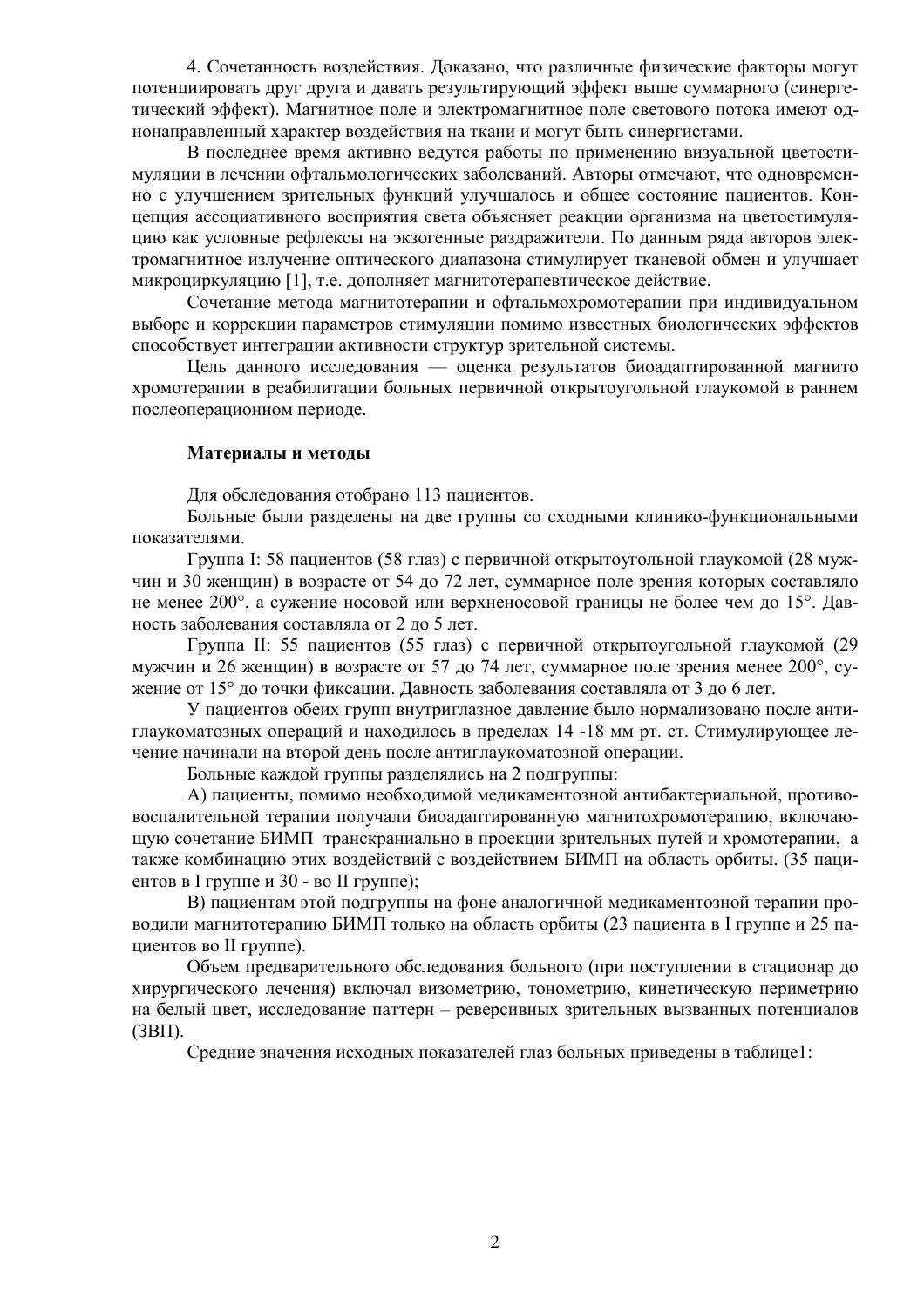4. Сочетанность воздействия. Доказано, что различные физические факторы могут потенциировать друг друга и давать результирующий эффект выше суммарного (синергетический эффект). Магнитное поле и электромагнитное поле светового потока имеют однонаправленный характер воздействия на ткани и могут быть синергистами.

В последнее время активно ведутся работы по применению визуальной цветостимуляции в лечении офтальмологических заболеваний. Авторы отмечают, что одновременно с улучшением зрительных функций улучшалось и общее состояние пациентов. Концепция ассоциативного восприятия света объясняет реакции организма на цветостимуляцию как условные рефлексы на экзогенные раздражители. По данным ряда авторов электромагнитное излучение оптического диапазона стимулирует тканевой обмен и улучшает микроциркуляцию [1], т.е. дополняет магнитотерапевтическое действие.

Сочетание метода магнитотерапии и офтальмохромотерапии при индивидуальном выборе и коррекции параметров стимуляции помимо известных биологических эффектов способствует интеграции активности структур зрительной системы.

Цель данного исследования — оценка результатов биоадаптированной магнито хромотерапии в реабилитации больных первичной открытоугольной глаукомой в раннем послеоперационном периоде.

**Материалы и методы**

Для обследования отобрано 113 пациентов.

Больные были разделены на две группы со сходными клинико-функциональными показателями.

Группа I: 58 пациентов (58 глаз) с первичной открытоугольной глаукомой (28 мужчин и 30 женщин) в возрасте от 54 до 72 лет, суммарное поле зрения которых составляло не менее 200°, а сужение носовой или верхненосовой границы не более чем до 15°. Давность заболевания составляла от 2 до 5 лет.

Группа II: 55 пациентов (55 глаз) с первичной открытоугольной глаукомой (29 мужчин и 26 женщин) в возрасте от 57 до 74 лет, суммарное поле зрения менее 200°, сужение от 15° до точки фиксации. Давность заболевания составляла от 3 до 6 лет.

У пациентов обеих групп внутриглазное давление было нормализовано после антиглаукоматозных операций и находилось в пределах 14 -18 мм рт. ст. Стимулирующее лечение начинали на второй день после антиглаукоматозной операции.

Больные каждой группы разделялись на 2 подгруппы:

А) пациенты, помимо необходимой медикаментозной антибактериальной, противовоспалительной терапии получали биоадаптированную магнитохромотерапию, включающую сочетание БИМП транскраниально в проекции зрительных путей и хромотерапии, а также комбинацию этих воздействий с воздействием БИМП на область орбиты. (35 пациентов в I группе и 30 - во II группе);

В) пациентам этой подгруппы на фоне аналогичной медикаментозной терапии проводили магнитотерапию БИМП только на область орбиты (23 пациента в I группе и 25 пациентов во II группе).

Объем предварительного обследования больного (при поступлении в стационар до хирургического лечения) включал визометрию, тонометрию, кинетическую периметрию на белый цвет, исследование паттерн – реверсивных зрительных вызванных потенциалов (ЗВП).

Средние значения исходных показателей глаз больных приведены в таблице1: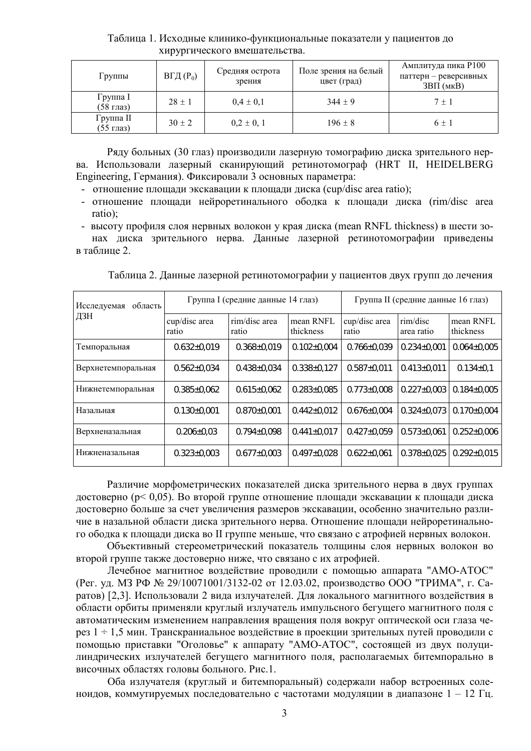Таблица 1. Исходные клинико-функциональные показатели у пациентов до хирургического вмешательства.

| Группы | ВГД ($P_0$) | Средняя острота зрения | Поле зрения на белый цвет (град) | Амплитуда пика P100 паттерн – реверсивных ЗВП (мкВ) |
|---|---|---|---|---|
| Группа I (58 глаз) | 28 ± 1 | 0,4 ± 0,1 | 344 ± 9 | 7 ± 1 |
| Группа II (55 глаз) | 30 ± 2 | 0,2 ± 0, 1 | 196 ± 8 | 6 ± 1 |

Ряду больных (30 глаз) производили лазерную томографию диска зрительного нерва. Использовали лазерный сканирующий ретинотомограф (HRT II, HEIDELBERG Engineering, Германия). Фиксировали 3 основных параметра:

- отношение площади экскавации к площади диска (cup/disc area ratio);
- отношение площади нейроретинального ободка к площади диска (rim/disc area ratio);
- высоту профиля слоя нервных волокон у края диска (mean RNFL thickness) в шести зонах диска зрительного нерва. Данные лазерной ретинотомографии приведены в таблице 2.

Таблица 2. Данные лазерной ретинотомографии у пациентов двух групп до лечения

| Исследуемая область ДЗН | Группа I (средние данные 14 глаз) | | | Группа II (средние данные 16 глаз) | | |
|---|---|---|---|---|---|---|
| | cup/disc area ratio | rim/disc area ratio | mean RNFL thickness | cup/disc area ratio | rim/disc area ratio | mean RNFL thickness |
| Темпоральная | 0.632±0,019 | 0.368±0,019 | 0.102±0,004 | 0.766±0,039 | 0.234±0,001 | 0.064±0,005 |
| Верхнетемпоральная | 0.562±0,034 | 0.438±0,034 | 0.338±0,127 | 0.587±0,011 | 0.413±0,011 | 0.134±0,1 |
| Нижнетемпоральная | 0.385±0,062 | 0.615±0,062 | 0.283±0,085 | 0.773±0,008 | 0.227±0,003 | 0.184±0,005 |
| Назальная | 0.130±0,001 | 0.870±0,001 | 0.442±0,012 | 0.676±0,004 | 0.324±0,073 | 0.170±0,004 |
| Верхненазальная | 0.206±0,03 | 0.794±0,098 | 0.441±0,017 | 0.427±0,059 | 0.573±0,061 | 0.252±0,006 |
| Нижненазальная | 0.323±0,003 | 0.677±0,003 | 0.497±0,028 | 0.622±0,061 | 0.378±0,025 | 0.292±0,015 |

Различие морфометрических показателей диска зрительного нерва в двух группах достоверно ($p< 0,05$). Во второй группе отношение площади экскавации к площади диска достоверно больше за счет увеличения размеров экскавации, особенно значительно различие в назальной области диска зрительного нерва. Отношение площади нейроретинального ободка к площади диска во II группе меньше, что связано с атрофией нервных волокон.

Объективный стереометрический показатель толщины слоя нервных волокон во второй группе также достоверно ниже, что связано с их атрофией.

Лечебное магнитное воздействие проводили с помощью аппарата "АМО-АТОС" (Рег. уд. МЗ РФ № 29/10071001/3132-02 от 12.03.02, производство ООО "ТРИМА", г. Саратов) [2,3]. Использовали 2 вида излучателей. Для локального магнитного воздействия в области орбиты применяли круглый излучатель импульсного бегущего магнитного поля с автоматическим изменением направления вращения поля вокруг оптической оси глаза через 1 ÷ 1,5 мин. Транскраниальное воздействие в проекции зрительных путей проводили с помощью приставки "Оголовье" к аппарату "АМО-АТОС", состоящей из двух полуцилиндрических излучателей бегущего магнитного поля, располагаемых битемпорально в височных областях головы больного. Рис.1.

Оба излучателя (круглый и битемпоральный) содержали набор встроенных соленоидов, коммутируемых последовательно с частотами модуляции в диапазоне 1 – 12 Гц.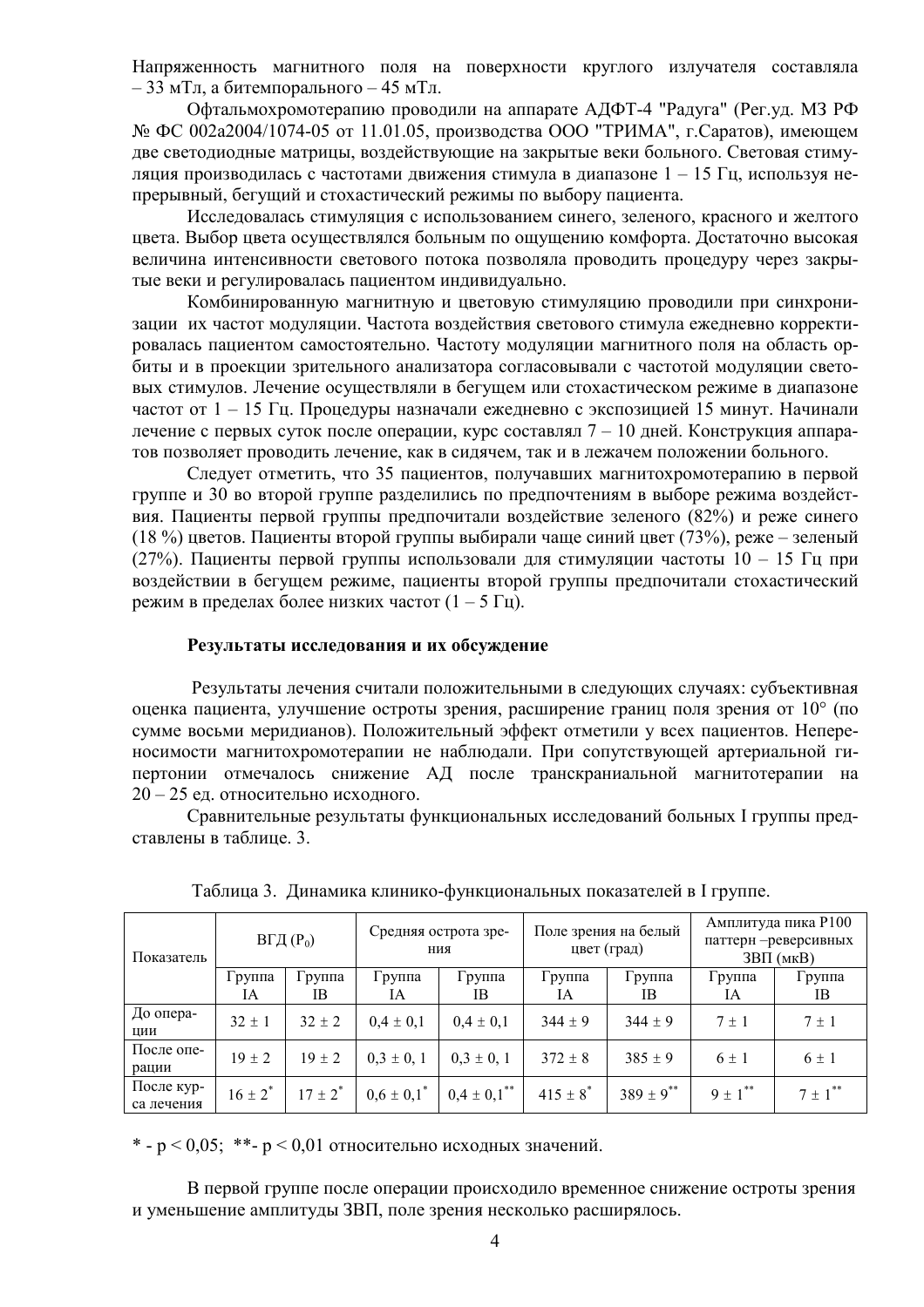Напряженность магнитного поля на поверхности круглого излучателя составляла – 33 мТл, а битемпорального – 45 мТл.

Офтальмохромотерапию проводили на аппарате АДФТ-4 "Радуга" (Рег.уд. МЗ РФ № ФС 002а2004/1074-05 от 11.01.05, производства ООО "ТРИМА", г.Саратов), имеющем две светодиодные матрицы, воздействующие на закрытые веки больного. Световая стимуляция производилась с частотами движения стимула в диапазоне 1 – 15 Гц, используя непрерывный, бегущий и стохастический режимы по выбору пациента.

Исследовалась стимуляция с использованием синего, зеленого, красного и желтого цвета. Выбор цвета осуществлялся больным по ощущению комфорта. Достаточно высокая величина интенсивности светового потока позволяла проводить процедуру через закрытые веки и регулировалась пациентом индивидуально.

Комбинированную магнитную и цветовую стимуляцию проводили при синхронизации их частот модуляции. Частота воздействия светового стимула ежедневно корректировалась пациентом самостоятельно. Частоту модуляции магнитного поля на область орбиты и в проекции зрительного анализатора согласовывали с частотой модуляции световых стимулов. Лечение осуществляли в бегущем или стохастическом режиме в диапазоне частот от 1 – 15 Гц. Процедуры назначали ежедневно с экспозицией 15 минут. Начинали лечение с первых суток после операции, курс составлял 7 – 10 дней. Конструкция аппаратов позволяет проводить лечение, как в сидячем, так и в лежачем положении больного.

Следует отметить, что 35 пациентов, получавших магнитохромотерапию в первой группе и 30 во второй группе разделились по предпочтениям в выборе режима воздействия. Пациенты первой группы предпочитали воздействие зеленого (82%) и реже синего (18 %) цветов. Пациенты второй группы выбирали чаще синий цвет (73%), реже – зеленый (27%). Пациенты первой группы использовали для стимуляции частоты 10 – 15 Гц при воздействии в бегущем режиме, пациенты второй группы предпочитали стохастический режим в пределах более низких частот (1 – 5 Гц).

### Результаты исследования и их обсуждение

Результаты лечения считали положительными в следующих случаях: субъективная оценка пациента, улучшение остроты зрения, расширение границ поля зрения от 10° (по сумме восьми меридианов). Положительный эффект отметили у всех пациентов. Непереносимости магнитохромотерапии не наблюдали. При сопутствующей артериальной гипертонии отмечалось снижение АД после транскраниальной магнитотерапии на 20 – 25 ед. относительно исходного.

Сравнительные результаты функциональных исследований больных I группы представлены в таблице. 3.

Таблица 3. Динамика клинико-функциональных показателей в I группе.

| Показатель | ВГД ($P_0$) | | Средняя острота зрения | | Поле зрения на белый цвет (град) | | Амплитуда пика P100 паттерн –реверсивных ЗВП (мкВ) | |
|---|---|---|---|---|---|---|---|---|
| | Группа IA | Группа IB | Группа IA | Группа IB | Группа IA | Группа IB | Группа IA | Группа IB |
| До операции | 32 ± 1 | 32 ± 2 | 0,4 ± 0,1 | 0,4 ± 0,1 | 344 ± 9 | 344 ± 9 | 7 ± 1 | 7 ± 1 |
| После операции | 19 ± 2 | 19 ± 2 | 0,3 ± 0, 1 | 0,3 ± 0, 1 | 372 ± 8 | 385 ± 9 | 6 ± 1 | 6 ± 1 |
| После курса лечения | 16 ± 2* | 17 ± 2* | 0,6 ± 0,1* | 0,4 ± 0,1** | 415 ± 8* | 389 ± 9** | 9 ± 1** | 7 ± 1** |

* - $p < 0,05$; **- $p < 0,01$ относительно исходных значений.

В первой группе после операции происходило временное снижение остроты зрения и уменьшение амплитуды ЗВП, поле зрения несколько расширялось.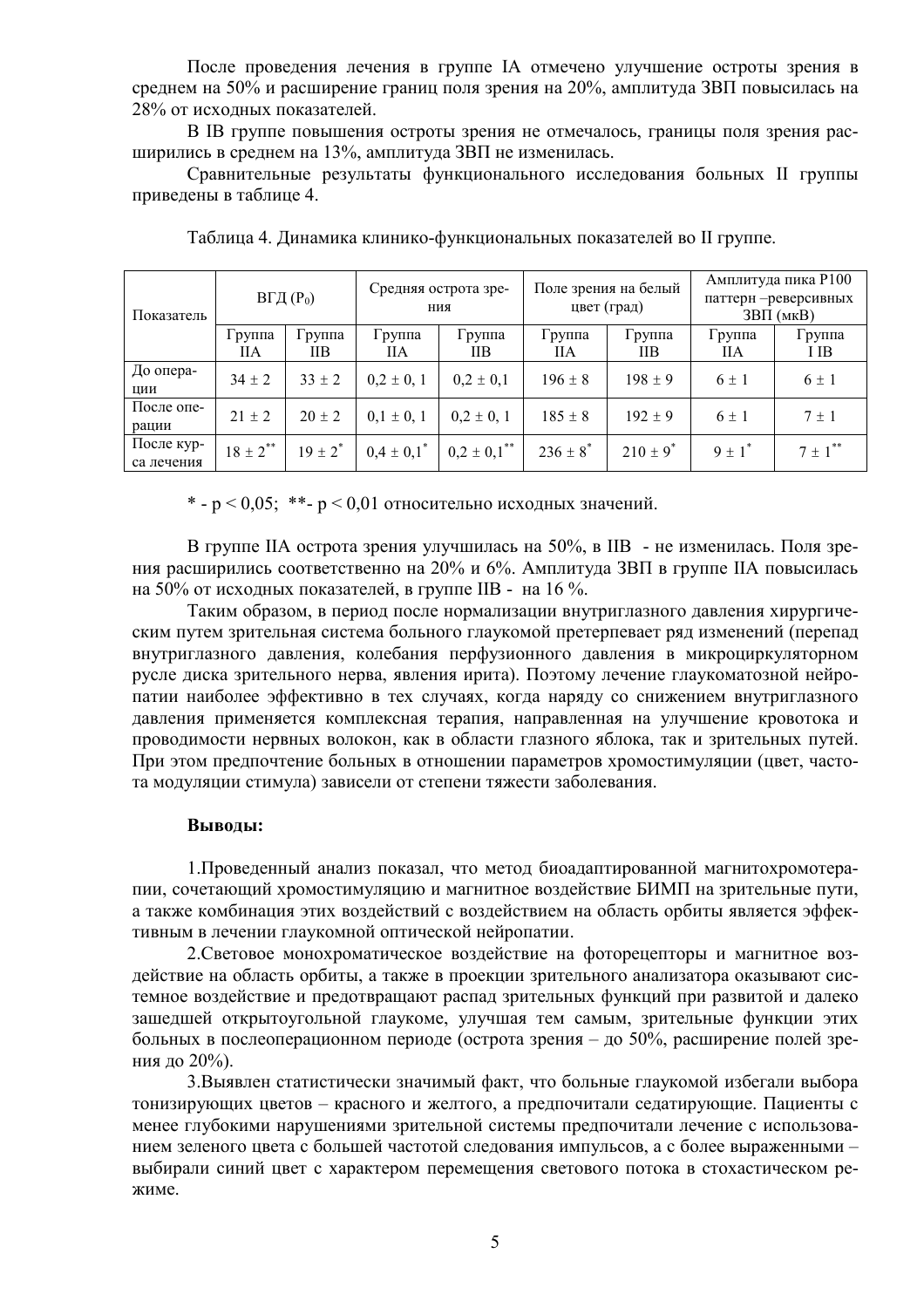После проведения лечения в группе IA отмечено улучшение остроты зрения в среднем на 50% и расширение границ поля зрения на 20%, амплитуда ЗВП повысилась на 28% от исходных показателей.

В IB группе повышения остроты зрения не отмечалось, границы поля зрения расширились в среднем на 13%, амплитуда ЗВП не изменилась.

Сравнительные результаты функционального исследования больных II группы приведены в таблице 4.

Таблица 4. Динамика клинико-функциональных показателей во II группе.

| Показатель | ВГД ($P_0$) | | Средняя острота зрения | | Поле зрения на белый цвет (град) | | Амплитуда пика Р100 паттерн –реверсивных ЗВП (мкВ) | |
|---|---|---|---|---|---|---|---|---|
| | Группа IIA | Группа IIB | Группа IIA | Группа IIB | Группа IIA | Группа IIB | Группа IIA | Группа I IB |
| До операции | 34 ± 2 | 33 ± 2 | 0,2 ± 0, 1 | 0,2 ± 0,1 | 196 ± 8 | 198 ± 9 | 6 ± 1 | 6 ± 1 |
| После операции | 21 ± 2 | 20 ± 2 | 0,1 ± 0, 1 | 0,2 ± 0, 1 | 185 ± 8 | 192 ± 9 | 6 ± 1 | 7 ± 1 |
| После курса лечения | 18 ± 2** | 19 ± 2* | 0,4 ± 0,1* | 0,2 ± 0,1** | 236 ± 8* | 210 ± 9* | 9 ± 1* | 7 ± 1** |

* - $p < 0,05$; **- $p < 0,01$ относительно исходных значений.

В группе IIA острота зрения улучшилась на 50%, в IIB - не изменилась. Поля зрения расширились соответственно на 20% и 6%. Амплитуда ЗВП в группе IIA повысилась на 50% от исходных показателей, в группе IIB - на 16 %.

Таким образом, в период после нормализации внутриглазного давления хирургическим путем зрительная система больного глаукомой претерпевает ряд изменений (перепад внутриглазного давления, колебания перфузионного давления в микроциркуляторном русле диска зрительного нерва, явления ирита). Поэтому лечение глаукоматозной нейропатии наиболее эффективно в тех случаях, когда наряду со снижением внутриглазного давления применяется комплексная терапия, направленная на улучшение кровотока и проводимости нервных волокон, как в области глазного яблока, так и зрительных путей. При этом предпочтение больных в отношении параметров хромостимуляции (цвет, частота модуляции стимула) зависели от степени тяжести заболевания.

**Выводы:**

1.Проведенный анализ показал, что метод биоадаптированной магнитохромотерапии, сочетающий хромостимуляцию и магнитное воздействие БИМП на зрительные пути, а также комбинация этих воздействий с воздействием на область орбиты является эффективным в лечении глаукомной оптической нейропатии.

2.Световое монохроматическое воздействие на фоторецепторы и магнитное воздействие на область орбиты, а также в проекции зрительного анализатора оказывают системное воздействие и предотвращают распад зрительных функций при развитой и далеко зашедшей открытоугольной глаукоме, улучшая тем самым, зрительные функции этих больных в послеоперационном периоде (острота зрения – до 50%, расширение полей зрения до 20%).

3.Выявлен статистически значимый факт, что больные глаукомой избегали выбора тонизирующих цветов – красного и желтого, а предпочитали седатирующие. Пациенты с менее глубокими нарушениями зрительной системы предпочитали лечение с использованием зеленого цвета с большей частотой следования импульсов, а с более выраженными – выбирали синий цвет с характером перемещения светового потока в стохастическом режиме.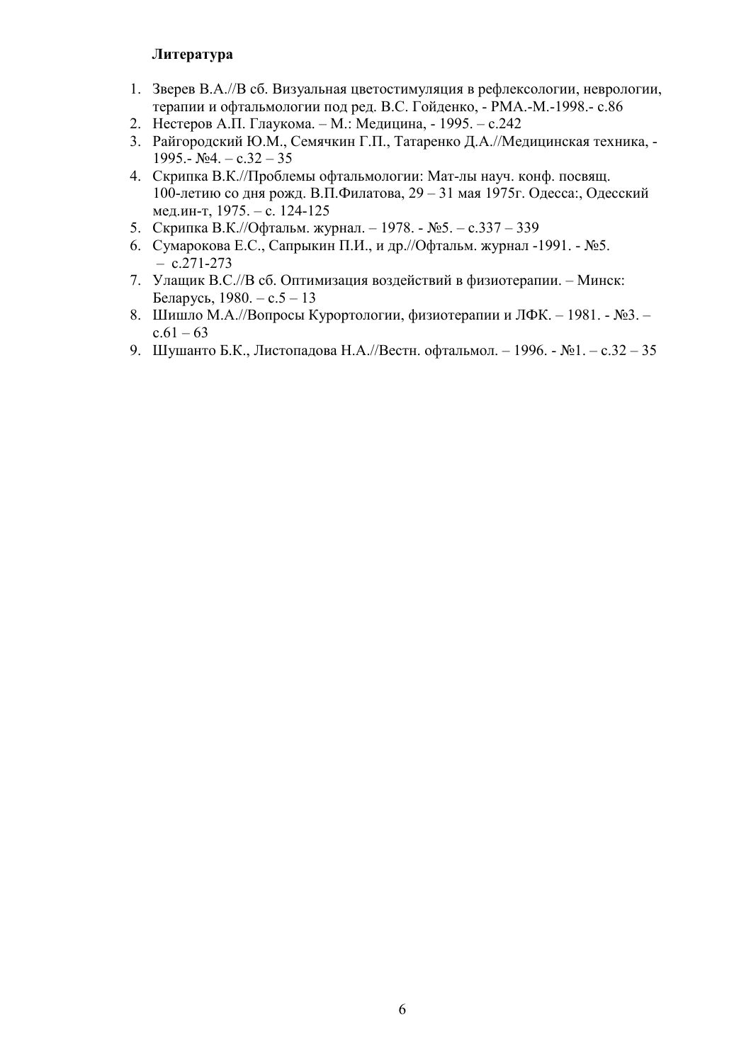**Литература**

1. Зверев В.А.//В сб. Визуальная цветостимуляция в рефлексологии, неврологии, терапии и офтальмологии под ред. В.С. Гойденко, - РМА.-М.-1998.- с.86
2. Нестеров А.П. Глаукома. – М.: Медицина, - 1995. – с.242
3. Райгородский Ю.М., Семячкин Г.П., Татаренко Д.А.//Медицинская техника, - 1995.- №4. – с.32 – 35
4. Скрипка В.К.//Проблемы офтальмологии: Мат-лы науч. конф. посвящ. 100-летию со дня рожд. В.П.Филатова, 29 – 31 мая 1975г. Одесса:, Одесский мед.ин-т, 1975. – с. 124-125
5. Скрипка В.К.//Офтальм. журнал. – 1978. - №5. – с.337 – 339
6. Сумарокова Е.С., Сапрыкин П.И., и др.//Офтальм. журнал -1991. - №5. – с.271-273
7. Улащик В.С.//В сб. Оптимизация воздействий в физиотерапии. – Минск: Беларусь, 1980. – с.5 – 13
8. Шишло М.А.//Вопросы Курортологии, физиотерапии и ЛФК. – 1981. - №3. – с.61 – 63
9. Шушанто Б.К., Листопадова Н.А.//Вестн. офтальмол. – 1996. - №1. – с.32 – 35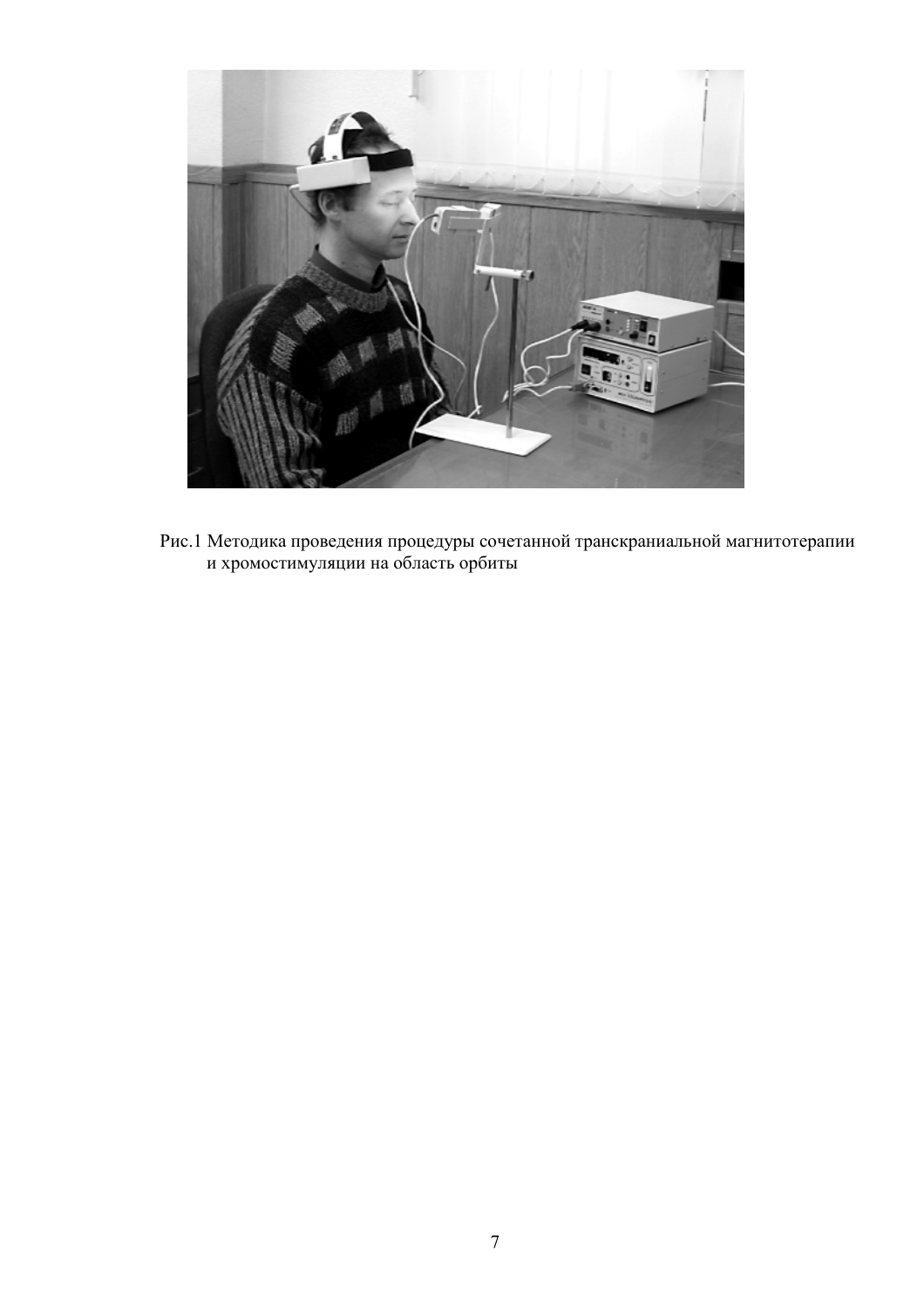Рис.1 Методика проведения процедуры сочетанной транскраниальной магнитотерапии и хромостимуляции на область орбиты